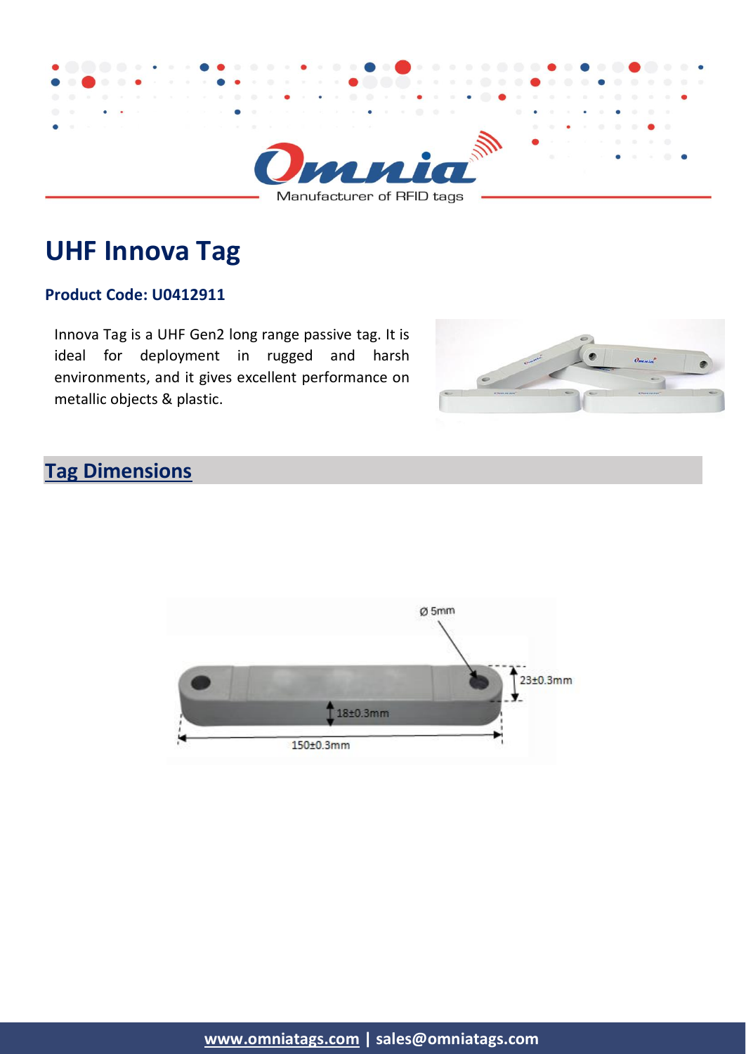# UHF Innova Tag

**Product Code: U0412911**

Innova Tag is a UHF Gen2 long range passive tag. It is ideal for deployment in rugged and harsh environments, and it gives excellent performance on metallic objects & plastic.

## Tag Dimensions

Ø 5mm

23±0.3mm

18±0.3mm

150±0.3mm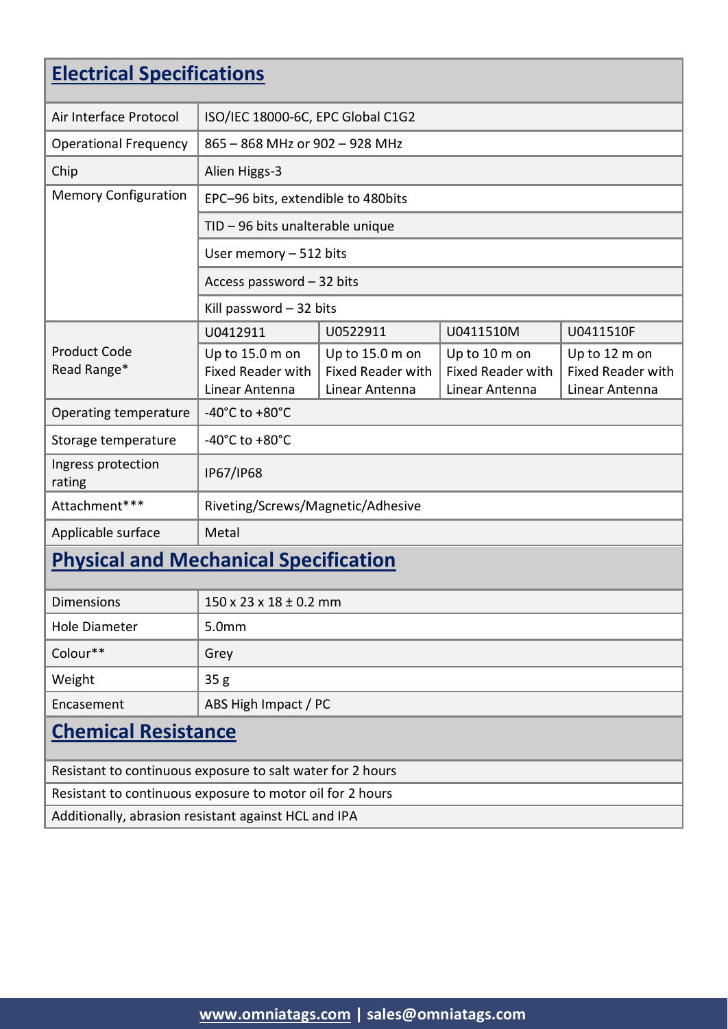## Electrical Specifications

| | | | | |
|---|---|---|---|---|
| Air Interface Protocol | ISO/IEC 18000-6C, EPC Global C1G2 | | | |
| Operational Frequency | 865 – 868 MHz or 902 – 928 MHz | | | |
| Chip | Alien Higgs-3 | | | |
| Memory Configuration | EPC–96 bits, extendible to 480bits | | | |
| | TID – 96 bits unalterable unique | | | |
| | User memory – 512 bits | | | |
| | Access password – 32 bits | | | |
| | Kill password – 32 bits | | | |
| Product Code | U0412911 | U0522911 | U0411510M | U0411510F |
| Read Range* | Up to 15.0 m on Fixed Reader with Linear Antenna | Up to 15.0 m on Fixed Reader with Linear Antenna | Up to 10 m on Fixed Reader with Linear Antenna | Up to 12 m on Fixed Reader with Linear Antenna |
| Operating temperature | -40°C to +80°C | | | |
| Storage temperature | -40°C to +80°C | | | |
| Ingress protection rating | IP67/IP68 | | | |
| Attachment*** | Riveting/Screws/Magnetic/Adhesive | | | |
| Applicable surface | Metal | | | |

## Physical and Mechanical Specification

| | |
|---|---|
| Dimensions | 150 x 23 x 18 ± 0.2 mm |
| Hole Diameter | 5.0mm |
| Colour** | Grey |
| Weight | 35 g |
| Encasement | ABS High Impact / PC |

## Chemical Resistance

| |
|---|
| Resistant to continuous exposure to salt water for 2 hours |
| Resistant to continuous exposure to motor oil for 2 hours |
| Additionally, abrasion resistant against HCL and IPA |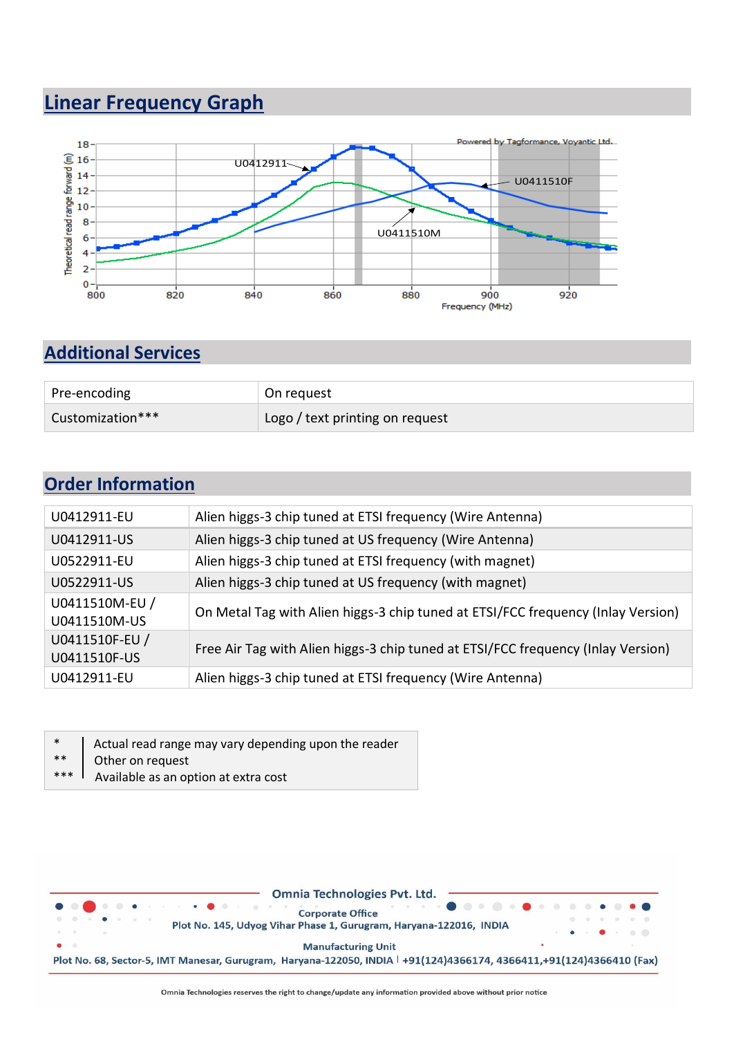## Linear Frequency Graph

Powered by Tagformance, Voyantic Ltd.

Theoretical read range forward (m)

18
16
14
12
10
8
6
4
2
0

800
820
840
860
880
900
920

Frequency (MHz)

U0412911

U0411510F

U0411510M

## Additional Services

| | |
|---|---|
| Pre-encoding | On request |
| Customization*** | Logo / text printing on request |

## Order Information

| | |
|---|---|
| U0412911-EU | Alien higgs-3 chip tuned at ETSI frequency (Wire Antenna) |
| U0412911-US | Alien higgs-3 chip tuned at US frequency (Wire Antenna) |
| U0522911-EU | Alien higgs-3 chip tuned at ETSI frequency (with magnet) |
| U0522911-US | Alien higgs-3 chip tuned at US frequency (with magnet) |
| U0411510M-EU / U0411510M-US | On Metal Tag with Alien higgs-3 chip tuned at ETSI/FCC frequency (Inlay Version) |
| U0411510F-EU / U0411510F-US | Free Air Tag with Alien higgs-3 chip tuned at ETSI/FCC frequency (Inlay Version) |
| U0412911-EU | Alien higgs-3 chip tuned at ETSI frequency (Wire Antenna) |

| | |
|---|---|
| * | Actual read range may vary depending upon the reader |
| ** | Other on request |
| *** | Available as an option at extra cost |

**Omnia Technologies Pvt. Ltd.**

**Corporate Office**
Plot No. 145, Udyog Vihar Phase 1, Gurugram, Haryana-122016, INDIA

**Manufacturing Unit**
Plot No. 68, Sector-5, IMT Manesar, Gurugram, Haryana-122050, INDIA | +91(124)4366174, 4366411,+91(124)4366410 (Fax)

Omnia Technologies reserves the right to change/update any information provided above without prior notice